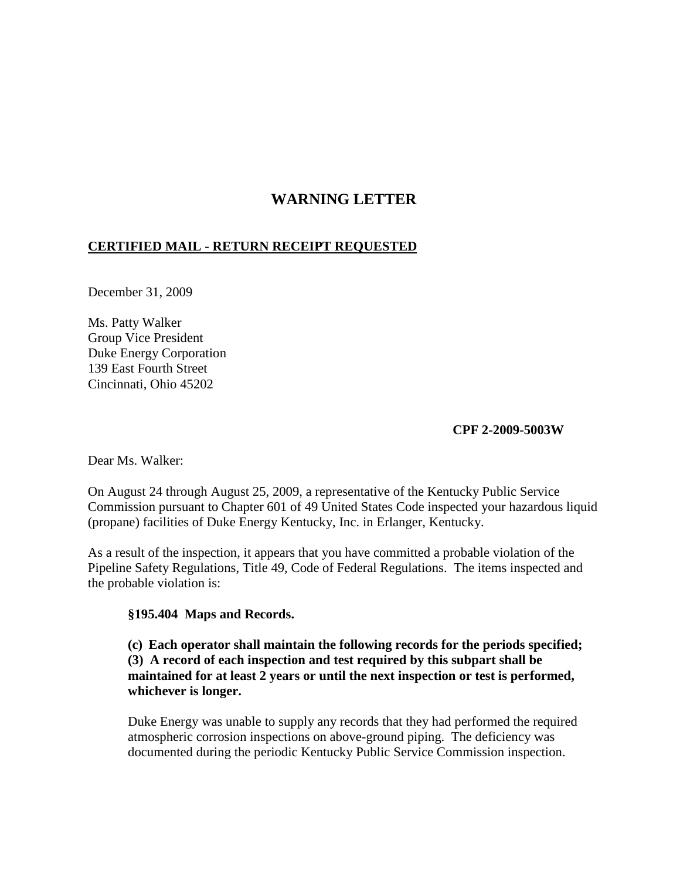# WARNING LETTER

**CERTIFIED MAIL - RETURN RECEIPT REQUESTED**

December 31, 2009

Ms. Patty Walker
Group Vice President
Duke Energy Corporation
139 East Fourth Street
Cincinnati, Ohio 45202

**CPF 2-2009-5003W**

Dear Ms. Walker:

On August 24 through August 25, 2009, a representative of the Kentucky Public Service Commission pursuant to Chapter 601 of 49 United States Code inspected your hazardous liquid (propane) facilities of Duke Energy Kentucky, Inc. in Erlanger, Kentucky.

As a result of the inspection, it appears that you have committed a probable violation of the Pipeline Safety Regulations, Title 49, Code of Federal Regulations. The items inspected and the probable violation is:

> **§195.404 Maps and Records.**
>
> **(c) Each operator shall maintain the following records for the periods specified;**
> **(3) A record of each inspection and test required by this subpart shall be maintained for at least 2 years or until the next inspection or test is performed, whichever is longer.**
>
> Duke Energy was unable to supply any records that they had performed the required atmospheric corrosion inspections on above-ground piping. The deficiency was documented during the periodic Kentucky Public Service Commission inspection.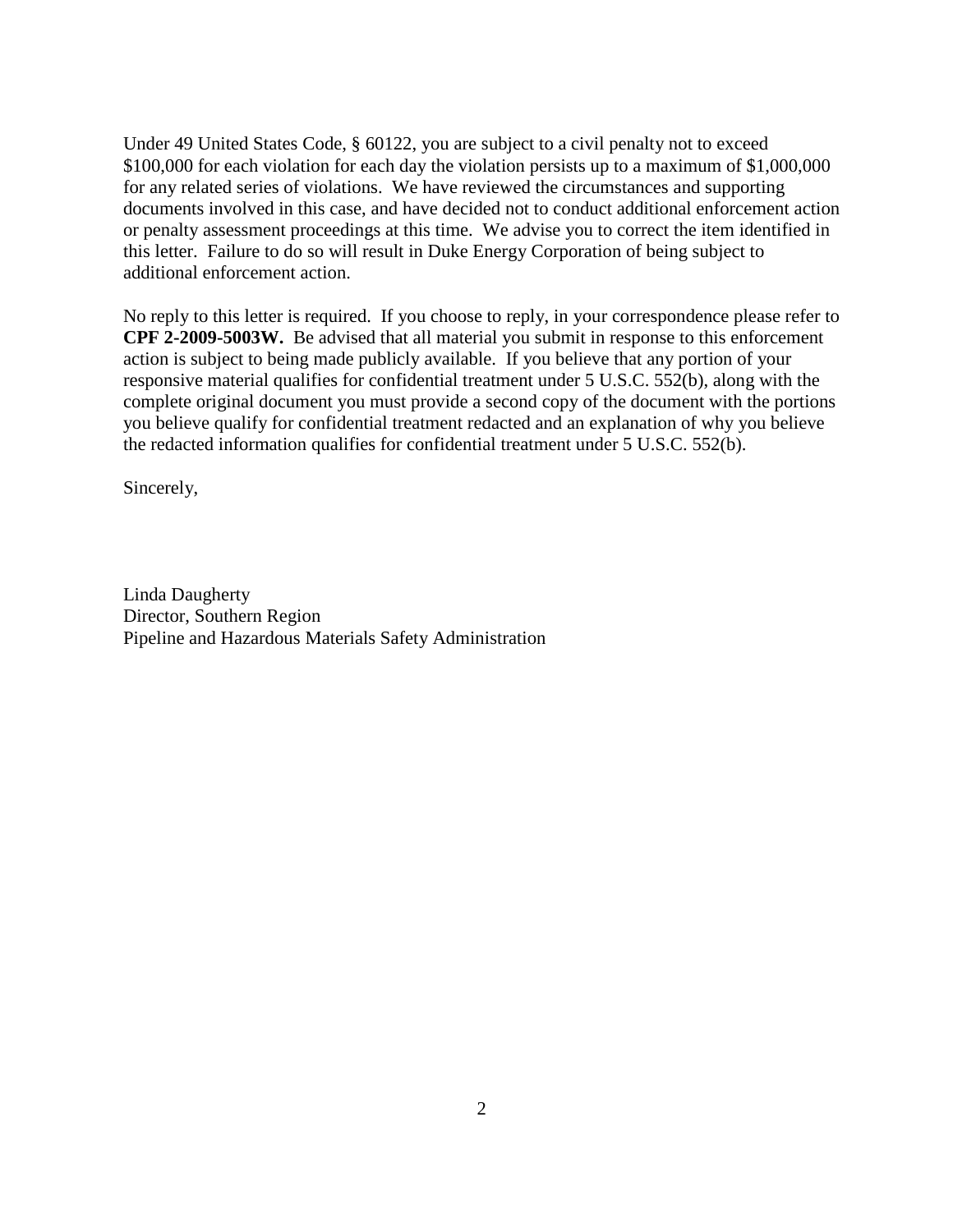Under 49 United States Code, § 60122, you are subject to a civil penalty not to exceed $100,000 for each violation for each day the violation persists up to a maximum of $1,000,000 for any related series of violations. We have reviewed the circumstances and supporting documents involved in this case, and have decided not to conduct additional enforcement action or penalty assessment proceedings at this time. We advise you to correct the item identified in this letter. Failure to do so will result in Duke Energy Corporation of being subject to additional enforcement action.

No reply to this letter is required. If you choose to reply, in your correspondence please refer to **CPF 2-2009-5003W.** Be advised that all material you submit in response to this enforcement action is subject to being made publicly available. If you believe that any portion of your responsive material qualifies for confidential treatment under 5 U.S.C. 552(b), along with the complete original document you must provide a second copy of the document with the portions you believe qualify for confidential treatment redacted and an explanation of why you believe the redacted information qualifies for confidential treatment under 5 U.S.C. 552(b).

Sincerely,

Linda Daugherty
Director, Southern Region
Pipeline and Hazardous Materials Safety Administration